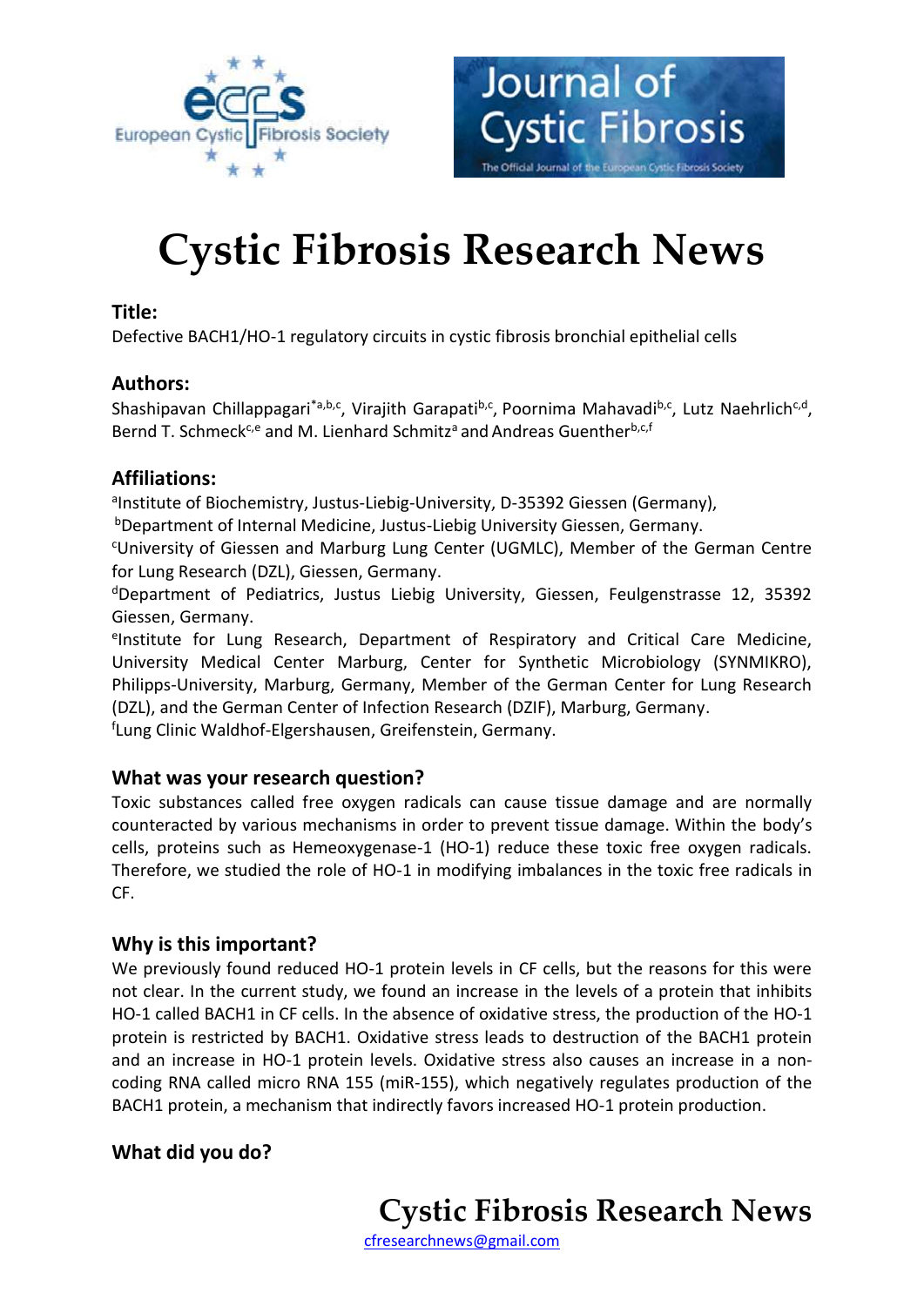# Cystic Fibrosis Research News

### Title:

Defective BACH1/HO-1 regulatory circuits in cystic fibrosis bronchial epithelial cells

### Authors:

Shashipavan Chillappagari[*a,b,c], Virajith Garapati[b,c], Poornima Mahavadi[b,c], Lutz Naehrlich[c,d], Bernd T. Schmeck[c,e] and M. Lienhard Schmitz[a] and Andreas Guenther[b,c,f]

### Affiliations:

[a]Institute of Biochemistry, Justus-Liebig-University, D-35392 Giessen (Germany),
[b]Department of Internal Medicine, Justus-Liebig University Giessen, Germany.
[c]University of Giessen and Marburg Lung Center (UGMLC), Member of the German Centre for Lung Research (DZL), Giessen, Germany.
[d]Department of Pediatrics, Justus Liebig University, Giessen, Feulgenstrasse 12, 35392 Giessen, Germany.
[e]Institute for Lung Research, Department of Respiratory and Critical Care Medicine, University Medical Center Marburg, Center for Synthetic Microbiology (SYNMIKRO), Philipps-University, Marburg, Germany, Member of the German Center for Lung Research (DZL), and the German Center of Infection Research (DZIF), Marburg, Germany.
[f]Lung Clinic Waldhof-Elgershausen, Greifenstein, Germany.

### What was your research question?

Toxic substances called free oxygen radicals can cause tissue damage and are normally counteracted by various mechanisms in order to prevent tissue damage. Within the body's cells, proteins such as Hemeoxygenase-1 (HO-1) reduce these toxic free oxygen radicals. Therefore, we studied the role of HO-1 in modifying imbalances in the toxic free radicals in CF.

### Why is this important?

We previously found reduced HO-1 protein levels in CF cells, but the reasons for this were not clear. In the current study, we found an increase in the levels of a protein that inhibits HO-1 called BACH1 in CF cells. In the absence of oxidative stress, the production of the HO-1 protein is restricted by BACH1. Oxidative stress leads to destruction of the BACH1 protein and an increase in HO-1 protein levels. Oxidative stress also causes an increase in a non-coding RNA called micro RNA 155 (miR-155), which negatively regulates production of the BACH1 protein, a mechanism that indirectly favors increased HO-1 protein production.

### What did you do?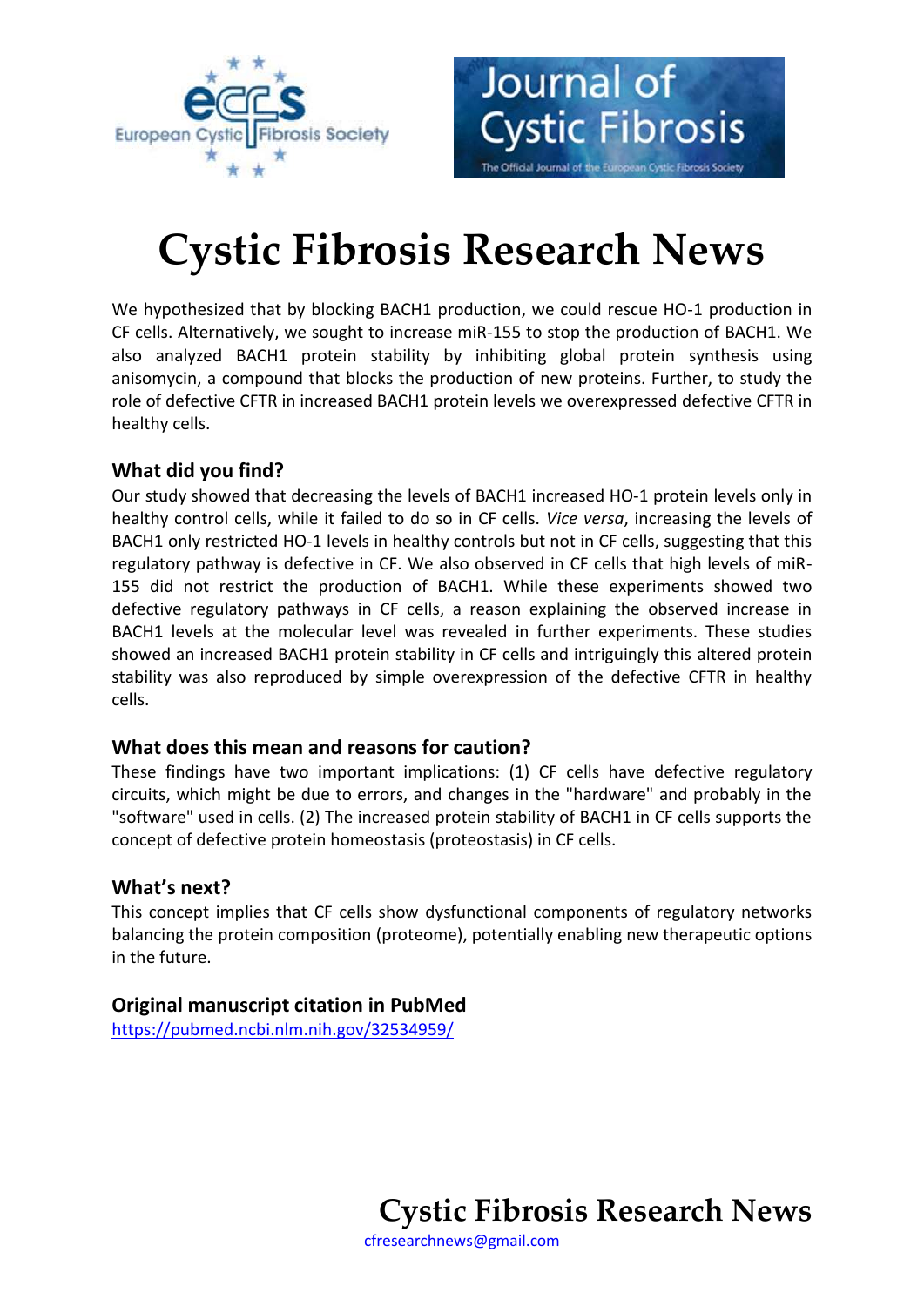# Cystic Fibrosis Research News

We hypothesized that by blocking BACH1 production, we could rescue HO-1 production in CF cells. Alternatively, we sought to increase miR-155 to stop the production of BACH1. We also analyzed BACH1 protein stability by inhibiting global protein synthesis using anisomycin, a compound that blocks the production of new proteins. Further, to study the role of defective CFTR in increased BACH1 protein levels we overexpressed defective CFTR in healthy cells.

### What did you find?

Our study showed that decreasing the levels of BACH1 increased HO-1 protein levels only in healthy control cells, while it failed to do so in CF cells. *Vice versa*, increasing the levels of BACH1 only restricted HO-1 levels in healthy controls but not in CF cells, suggesting that this regulatory pathway is defective in CF. We also observed in CF cells that high levels of miR-155 did not restrict the production of BACH1. While these experiments showed two defective regulatory pathways in CF cells, a reason explaining the observed increase in BACH1 levels at the molecular level was revealed in further experiments. These studies showed an increased BACH1 protein stability in CF cells and intriguingly this altered protein stability was also reproduced by simple overexpression of the defective CFTR in healthy cells.

### What does this mean and reasons for caution?

These findings have two important implications: (1) CF cells have defective regulatory circuits, which might be due to errors, and changes in the "hardware" and probably in the "software" used in cells. (2) The increased protein stability of BACH1 in CF cells supports the concept of defective protein homeostasis (proteostasis) in CF cells.

### What's next?

This concept implies that CF cells show dysfunctional components of regulatory networks balancing the protein composition (proteome), potentially enabling new therapeutic options in the future.

### Original manuscript citation in PubMed

https://pubmed.ncbi.nlm.nih.gov/32534959/

**Cystic Fibrosis Research News**

cfresearchnews@gmail.com